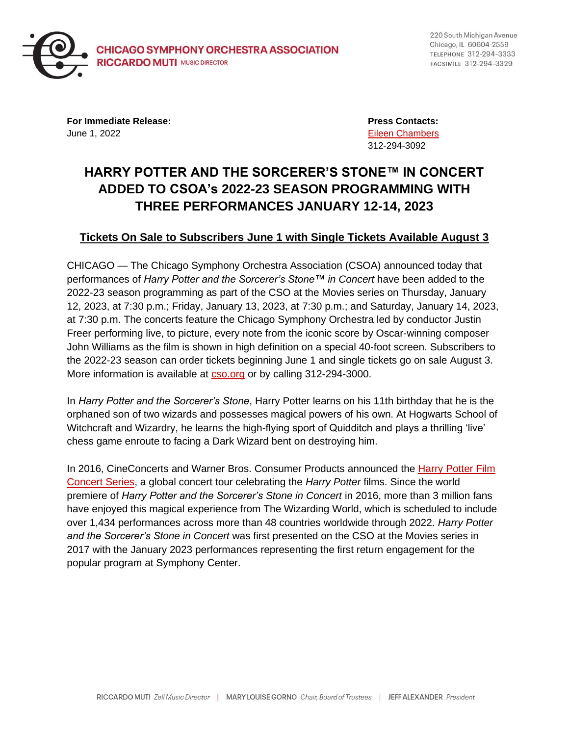**CHICAGO SYMPHONY ORCHESTRA ASSOCIATION**
**RICCARDO MUTI** MUSIC DIRECTOR

220 South Michigan Avenue
Chicago, IL 60604-2559
TELEPHONE 312-294-3333
FACSIMILE 312-294-3329

**For Immediate Release:**
June 1, 2022

**Press Contacts:**
[Eileen Chambers]
312-294-3092

# HARRY POTTER AND THE SORCERER'S STONE™ IN CONCERT ADDED TO CSOA's 2022-23 SEASON PROGRAMMING WITH THREE PERFORMANCES JANUARY 12-14, 2023

## Tickets On Sale to Subscribers June 1 with Single Tickets Available August 3

CHICAGO — The Chicago Symphony Orchestra Association (CSOA) announced today that performances of *Harry Potter and the Sorcerer's Stone™ in Concert* have been added to the 2022-23 season programming as part of the CSO at the Movies series on Thursday, January 12, 2023, at 7:30 p.m.; Friday, January 13, 2023, at 7:30 p.m.; and Saturday, January 14, 2023, at 7:30 p.m. The concerts feature the Chicago Symphony Orchestra led by conductor Justin Freer performing live, to picture, every note from the iconic score by Oscar-winning composer John Williams as the film is shown in high definition on a special 40-foot screen. Subscribers to the 2022-23 season can order tickets beginning June 1 and single tickets go on sale August 3. More information is available at cso.org or by calling 312-294-3000.

In *Harry Potter and the Sorcerer's Stone*, Harry Potter learns on his 11th birthday that he is the orphaned son of two wizards and possesses magical powers of his own. At Hogwarts School of Witchcraft and Wizardry, he learns the high-flying sport of Quidditch and plays a thrilling 'live' chess game enroute to facing a Dark Wizard bent on destroying him.

In 2016, CineConcerts and Warner Bros. Consumer Products announced the Harry Potter Film Concert Series, a global concert tour celebrating the *Harry Potter* films. Since the world premiere of *Harry Potter and the Sorcerer's Stone in Concert* in 2016, more than 3 million fans have enjoyed this magical experience from The Wizarding World, which is scheduled to include over 1,434 performances across more than 48 countries worldwide through 2022. *Harry Potter and the Sorcerer's Stone in Concert* was first presented on the CSO at the Movies series in 2017 with the January 2023 performances representing the first return engagement for the popular program at Symphony Center.

RICCARDO MUTI *Zell Music Director* | MARY LOUISE GORNO *Chair, Board of Trustees* | JEFF ALEXANDER *President*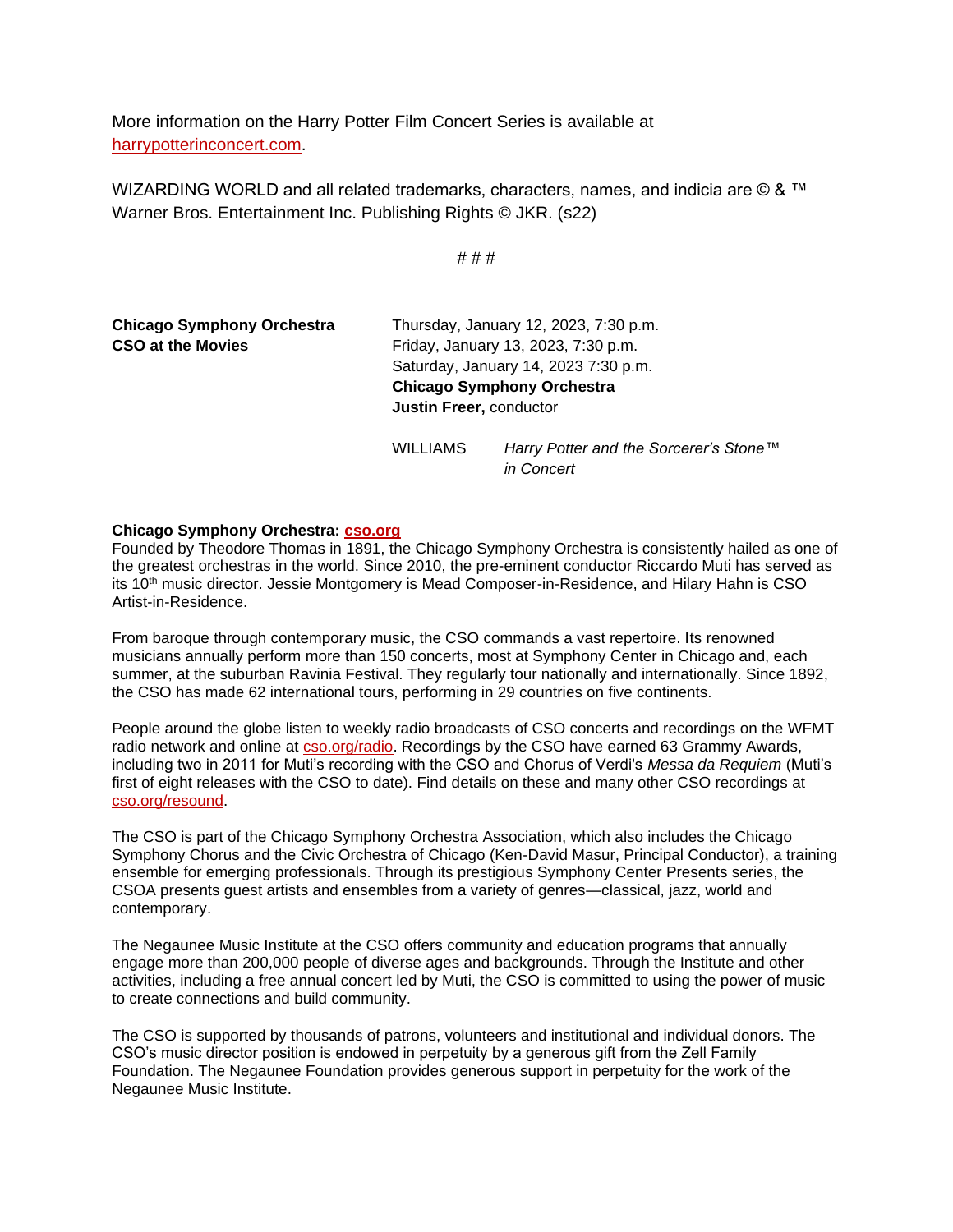More information on the Harry Potter Film Concert Series is available at harrypotterinconcert.com.

WIZARDING WORLD and all related trademarks, characters, names, and indicia are © & ™ Warner Bros. Entertainment Inc. Publishing Rights © JKR. (s22)

# # #

**Chicago Symphony Orchestra**
**CSO at the Movies**

Thursday, January 12, 2023, 7:30 p.m.
Friday, January 13, 2023, 7:30 p.m.
Saturday, January 14, 2023 7:30 p.m.
**Chicago Symphony Orchestra**
**Justin Freer,** conductor

WILLIAMS *Harry Potter and the Sorcerer's Stone™ in Concert*

**Chicago Symphony Orchestra: cso.org**
Founded by Theodore Thomas in 1891, the Chicago Symphony Orchestra is consistently hailed as one of the greatest orchestras in the world. Since 2010, the pre-eminent conductor Riccardo Muti has served as its 10th music director. Jessie Montgomery is Mead Composer-in-Residence, and Hilary Hahn is CSO Artist-in-Residence.

From baroque through contemporary music, the CSO commands a vast repertoire. Its renowned musicians annually perform more than 150 concerts, most at Symphony Center in Chicago and, each summer, at the suburban Ravinia Festival. They regularly tour nationally and internationally. Since 1892, the CSO has made 62 international tours, performing in 29 countries on five continents.

People around the globe listen to weekly radio broadcasts of CSO concerts and recordings on the WFMT radio network and online at cso.org/radio. Recordings by the CSO have earned 63 Grammy Awards, including two in 2011 for Muti's recording with the CSO and Chorus of Verdi's *Messa da Requiem* (Muti's first of eight releases with the CSO to date). Find details on these and many other CSO recordings at cso.org/resound.

The CSO is part of the Chicago Symphony Orchestra Association, which also includes the Chicago Symphony Chorus and the Civic Orchestra of Chicago (Ken-David Masur, Principal Conductor), a training ensemble for emerging professionals. Through its prestigious Symphony Center Presents series, the CSOA presents guest artists and ensembles from a variety of genres—classical, jazz, world and contemporary.

The Negaunee Music Institute at the CSO offers community and education programs that annually engage more than 200,000 people of diverse ages and backgrounds. Through the Institute and other activities, including a free annual concert led by Muti, the CSO is committed to using the power of music to create connections and build community.

The CSO is supported by thousands of patrons, volunteers and institutional and individual donors. The CSO's music director position is endowed in perpetuity by a generous gift from the Zell Family Foundation. The Negaunee Foundation provides generous support in perpetuity for the work of the Negaunee Music Institute.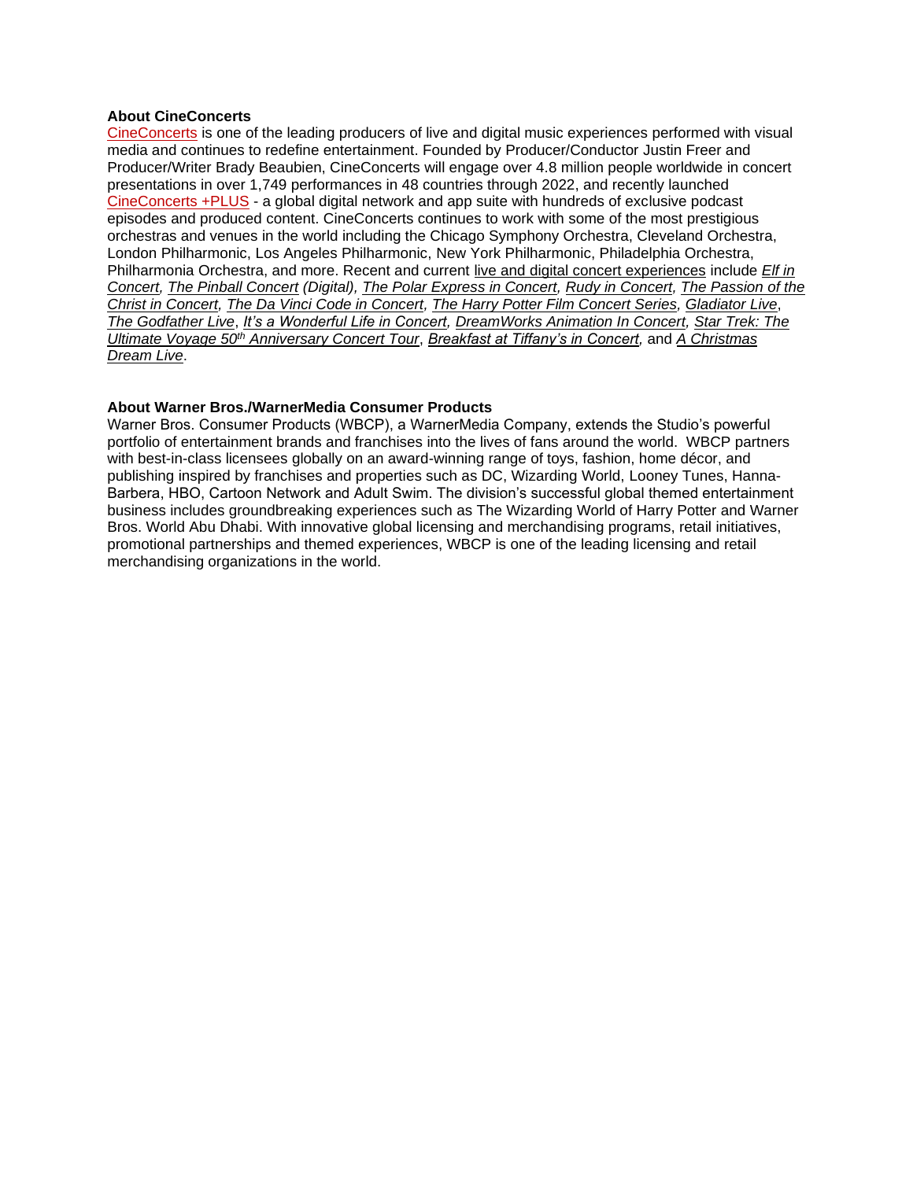**About CineConcerts**

CineConcerts is one of the leading producers of live and digital music experiences performed with visual media and continues to redefine entertainment. Founded by Producer/Conductor Justin Freer and Producer/Writer Brady Beaubien, CineConcerts will engage over 4.8 million people worldwide in concert presentations in over 1,749 performances in 48 countries through 2022, and recently launched CineConcerts +PLUS - a global digital network and app suite with hundreds of exclusive podcast episodes and produced content. CineConcerts continues to work with some of the most prestigious orchestras and venues in the world including the Chicago Symphony Orchestra, Cleveland Orchestra, London Philharmonic, Los Angeles Philharmonic, New York Philharmonic, Philadelphia Orchestra, Philharmonia Orchestra, and more. Recent and current live and digital concert experiences include *Elf in Concert, The Pinball Concert (Digital), The Polar Express in Concert, Rudy in Concert, The Passion of the Christ in Concert, The Da Vinci Code in Concert, The Harry Potter Film Concert Series, Gladiator Live*, *The Godfather Live*, *It's a Wonderful Life in Concert, DreamWorks Animation In Concert, Star Trek: The Ultimate Voyage 50th Anniversary Concert Tour*, *Breakfast at Tiffany's in Concert,* and *A Christmas Dream Live*.

**About Warner Bros./WarnerMedia Consumer Products**

Warner Bros. Consumer Products (WBCP), a WarnerMedia Company, extends the Studio's powerful portfolio of entertainment brands and franchises into the lives of fans around the world. WBCP partners with best-in-class licensees globally on an award-winning range of toys, fashion, home décor, and publishing inspired by franchises and properties such as DC, Wizarding World, Looney Tunes, Hanna-Barbera, HBO, Cartoon Network and Adult Swim. The division's successful global themed entertainment business includes groundbreaking experiences such as The Wizarding World of Harry Potter and Warner Bros. World Abu Dhabi. With innovative global licensing and merchandising programs, retail initiatives, promotional partnerships and themed experiences, WBCP is one of the leading licensing and retail merchandising organizations in the world.